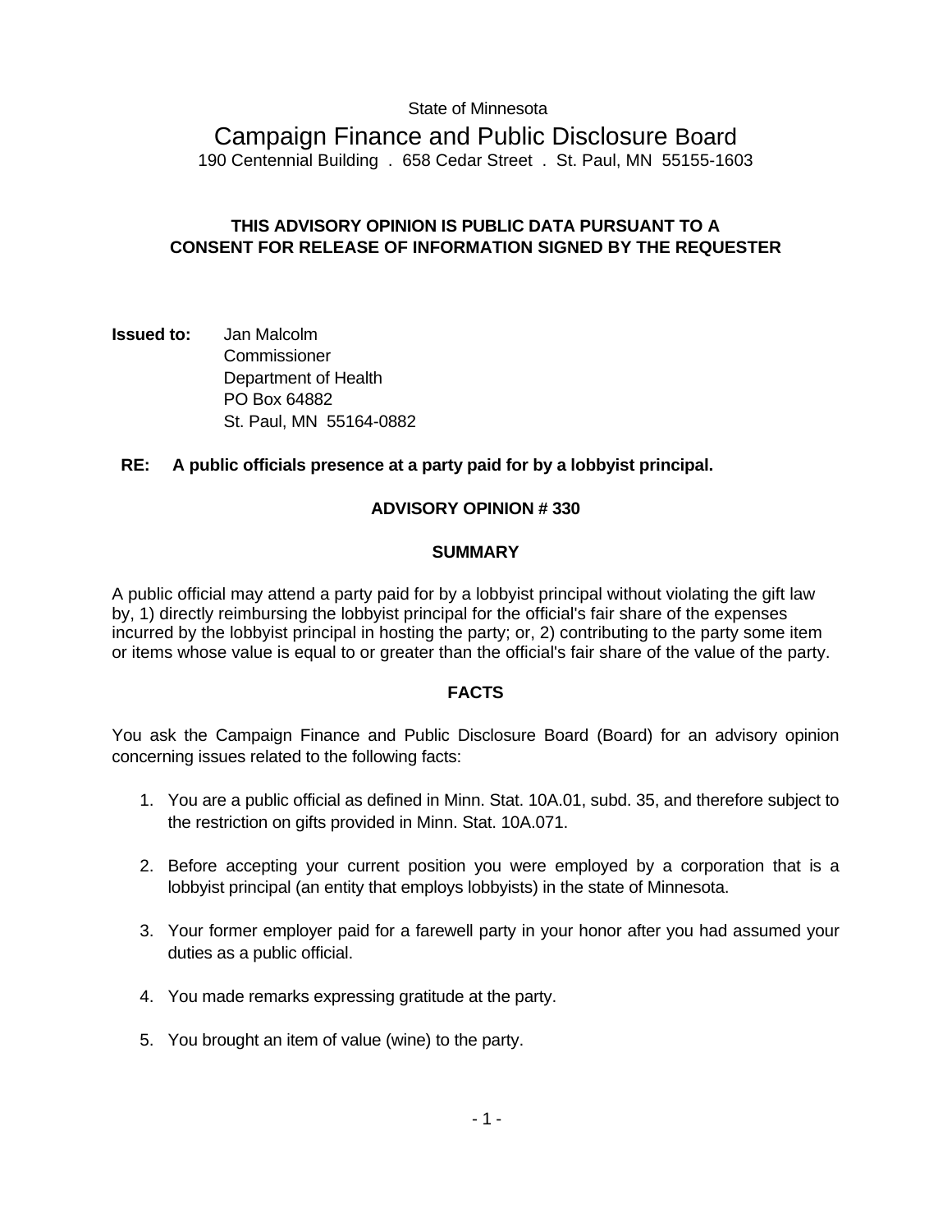State of Minnesota

# Campaign Finance and Public Disclosure Board

190 Centennial Building . 658 Cedar Street . St. Paul, MN 55155-1603

**THIS ADVISORY OPINION IS PUBLIC DATA PURSUANT TO A CONSENT FOR RELEASE OF INFORMATION SIGNED BY THE REQUESTER**

**Issued to:** Jan Malcolm
Commissioner
Department of Health
PO Box 64882
St. Paul, MN 55164-0882

**RE: A public officials presence at a party paid for by a lobbyist principal.**

## ADVISORY OPINION # 330

### SUMMARY

A public official may attend a party paid for by a lobbyist principal without violating the gift law by, 1) directly reimbursing the lobbyist principal for the official's fair share of the expenses incurred by the lobbyist principal in hosting the party; or, 2) contributing to the party some item or items whose value is equal to or greater than the official's fair share of the value of the party.

### FACTS

You ask the Campaign Finance and Public Disclosure Board (Board) for an advisory opinion concerning issues related to the following facts:

1. You are a public official as defined in Minn. Stat. 10A.01, subd. 35, and therefore subject to the restriction on gifts provided in Minn. Stat. 10A.071.
2. Before accepting your current position you were employed by a corporation that is a lobbyist principal (an entity that employs lobbyists) in the state of Minnesota.
3. Your former employer paid for a farewell party in your honor after you had assumed your duties as a public official.
4. You made remarks expressing gratitude at the party.
5. You brought an item of value (wine) to the party.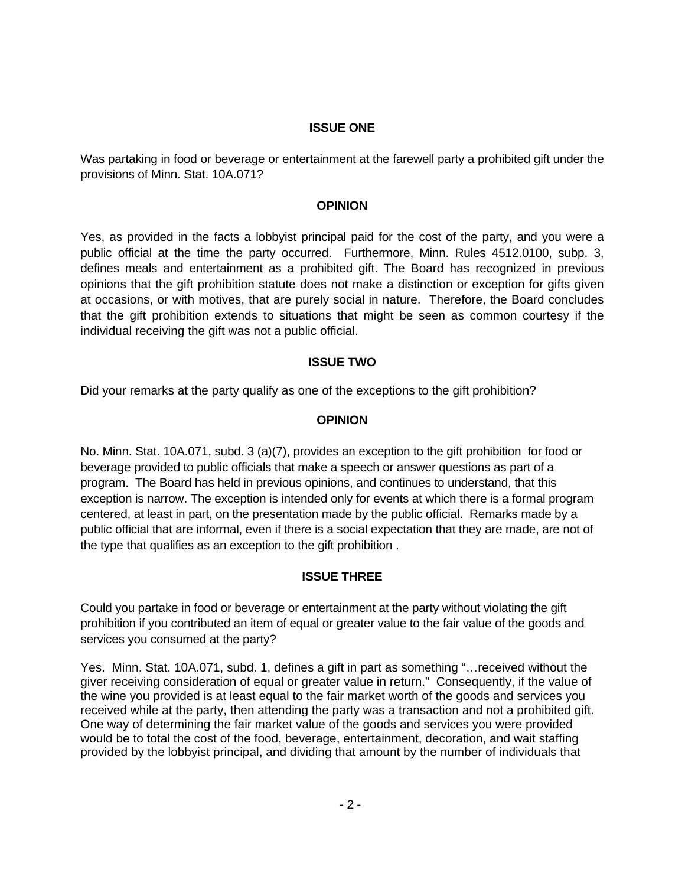## ISSUE ONE

Was partaking in food or beverage or entertainment at the farewell party a prohibited gift under the provisions of Minn. Stat. 10A.071?

## OPINION

Yes, as provided in the facts a lobbyist principal paid for the cost of the party, and you were a public official at the time the party occurred. Furthermore, Minn. Rules 4512.0100, subp. 3, defines meals and entertainment as a prohibited gift. The Board has recognized in previous opinions that the gift prohibition statute does not make a distinction or exception for gifts given at occasions, or with motives, that are purely social in nature. Therefore, the Board concludes that the gift prohibition extends to situations that might be seen as common courtesy if the individual receiving the gift was not a public official.

## ISSUE TWO

Did your remarks at the party qualify as one of the exceptions to the gift prohibition?

## OPINION

No. Minn. Stat. 10A.071, subd. 3 (a)(7), provides an exception to the gift prohibition for food or beverage provided to public officials that make a speech or answer questions as part of a program. The Board has held in previous opinions, and continues to understand, that this exception is narrow. The exception is intended only for events at which there is a formal program centered, at least in part, on the presentation made by the public official. Remarks made by a public official that are informal, even if there is a social expectation that they are made, are not of the type that qualifies as an exception to the gift prohibition .

## ISSUE THREE

Could you partake in food or beverage or entertainment at the party without violating the gift prohibition if you contributed an item of equal or greater value to the fair value of the goods and services you consumed at the party?

Yes. Minn. Stat. 10A.071, subd. 1, defines a gift in part as something "…received without the giver receiving consideration of equal or greater value in return." Consequently, if the value of the wine you provided is at least equal to the fair market worth of the goods and services you received while at the party, then attending the party was a transaction and not a prohibited gift. One way of determining the fair market value of the goods and services you were provided would be to total the cost of the food, beverage, entertainment, decoration, and wait staffing provided by the lobbyist principal, and dividing that amount by the number of individuals that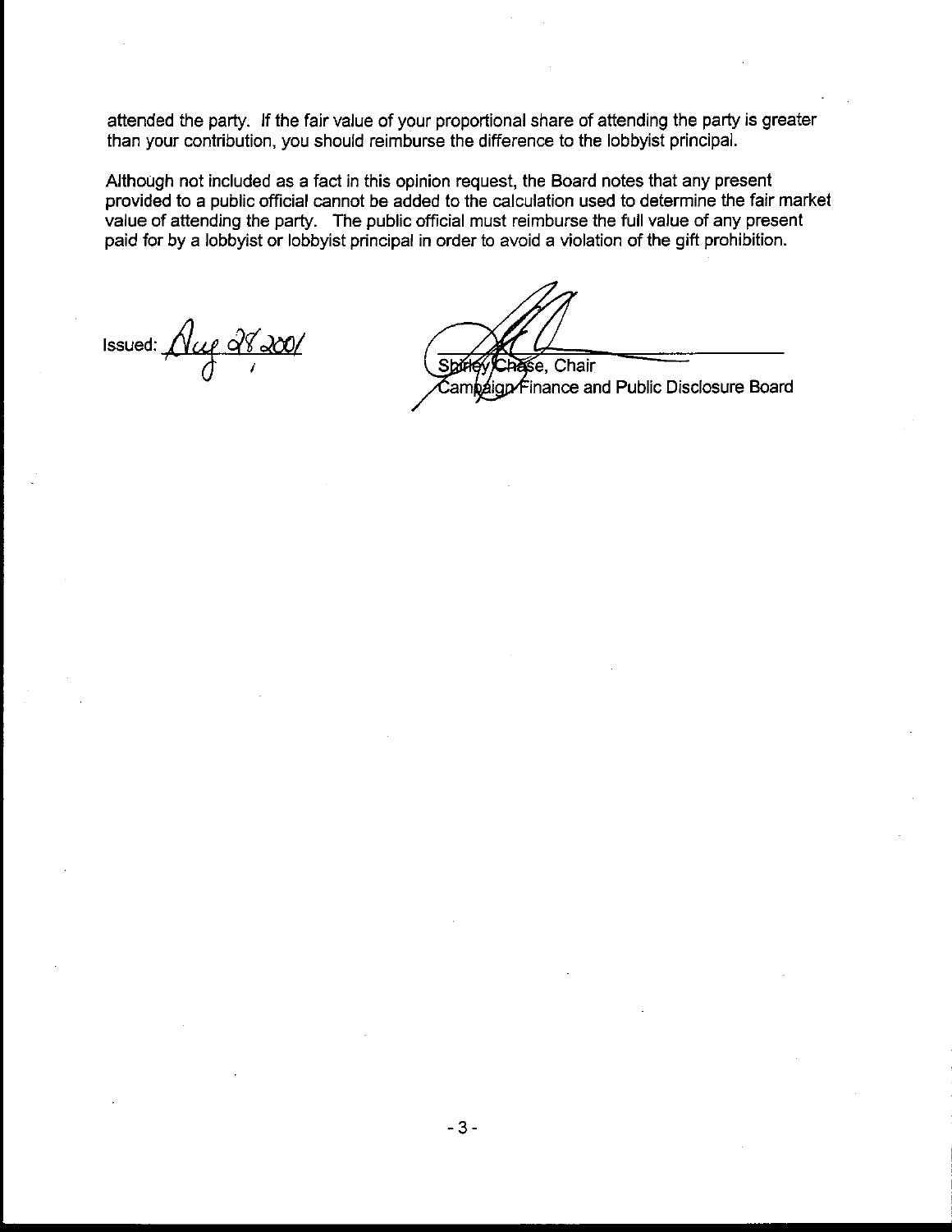attended the party. If the fair value of your proportional share of attending the party is greater than your contribution, you should reimburse the difference to the lobbyist principal.

Although not included as a fact in this opinion request, the Board notes that any present provided to a public official cannot be added to the calculation used to determine the fair market value of attending the party. The public official must reimburse the full value of any present paid for by a lobbyist or lobbyist principal in order to avoid a violation of the gift prohibition.

Issued: Aug 28 2001

Shirley Chase, Chair
Campaign Finance and Public Disclosure Board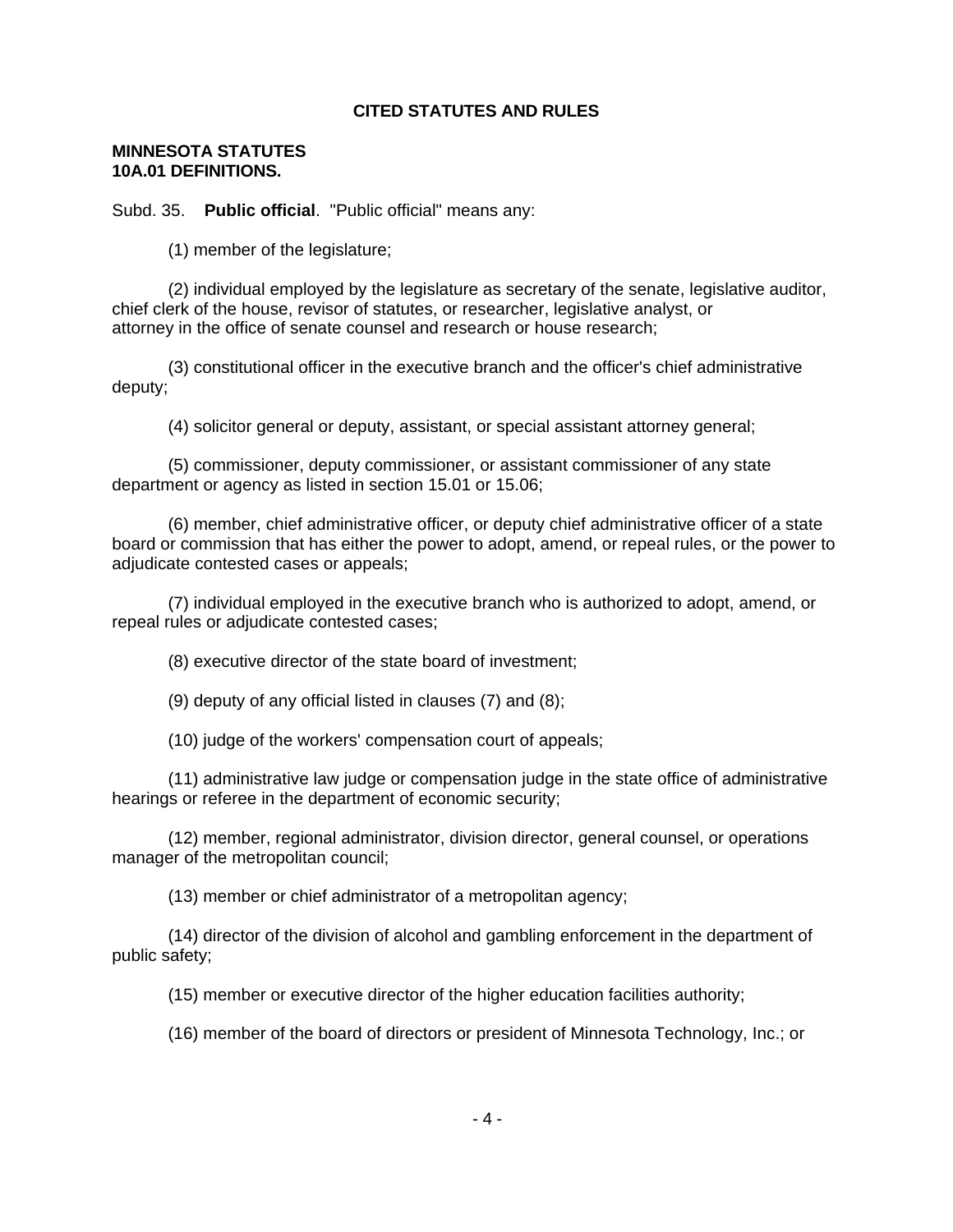## CITED STATUTES AND RULES

**MINNESOTA STATUTES**
**10A.01 DEFINITIONS.**

Subd. 35. **Public official**. "Public official" means any:

(1) member of the legislature;

(2) individual employed by the legislature as secretary of the senate, legislative auditor, chief clerk of the house, revisor of statutes, or researcher, legislative analyst, or attorney in the office of senate counsel and research or house research;

(3) constitutional officer in the executive branch and the officer's chief administrative deputy;

(4) solicitor general or deputy, assistant, or special assistant attorney general;

(5) commissioner, deputy commissioner, or assistant commissioner of any state department or agency as listed in section 15.01 or 15.06;

(6) member, chief administrative officer, or deputy chief administrative officer of a state board or commission that has either the power to adopt, amend, or repeal rules, or the power to adjudicate contested cases or appeals;

(7) individual employed in the executive branch who is authorized to adopt, amend, or repeal rules or adjudicate contested cases;

(8) executive director of the state board of investment;

(9) deputy of any official listed in clauses (7) and (8);

(10) judge of the workers' compensation court of appeals;

(11) administrative law judge or compensation judge in the state office of administrative hearings or referee in the department of economic security;

(12) member, regional administrator, division director, general counsel, or operations manager of the metropolitan council;

(13) member or chief administrator of a metropolitan agency;

(14) director of the division of alcohol and gambling enforcement in the department of public safety;

(15) member or executive director of the higher education facilities authority;

(16) member of the board of directors or president of Minnesota Technology, Inc.; or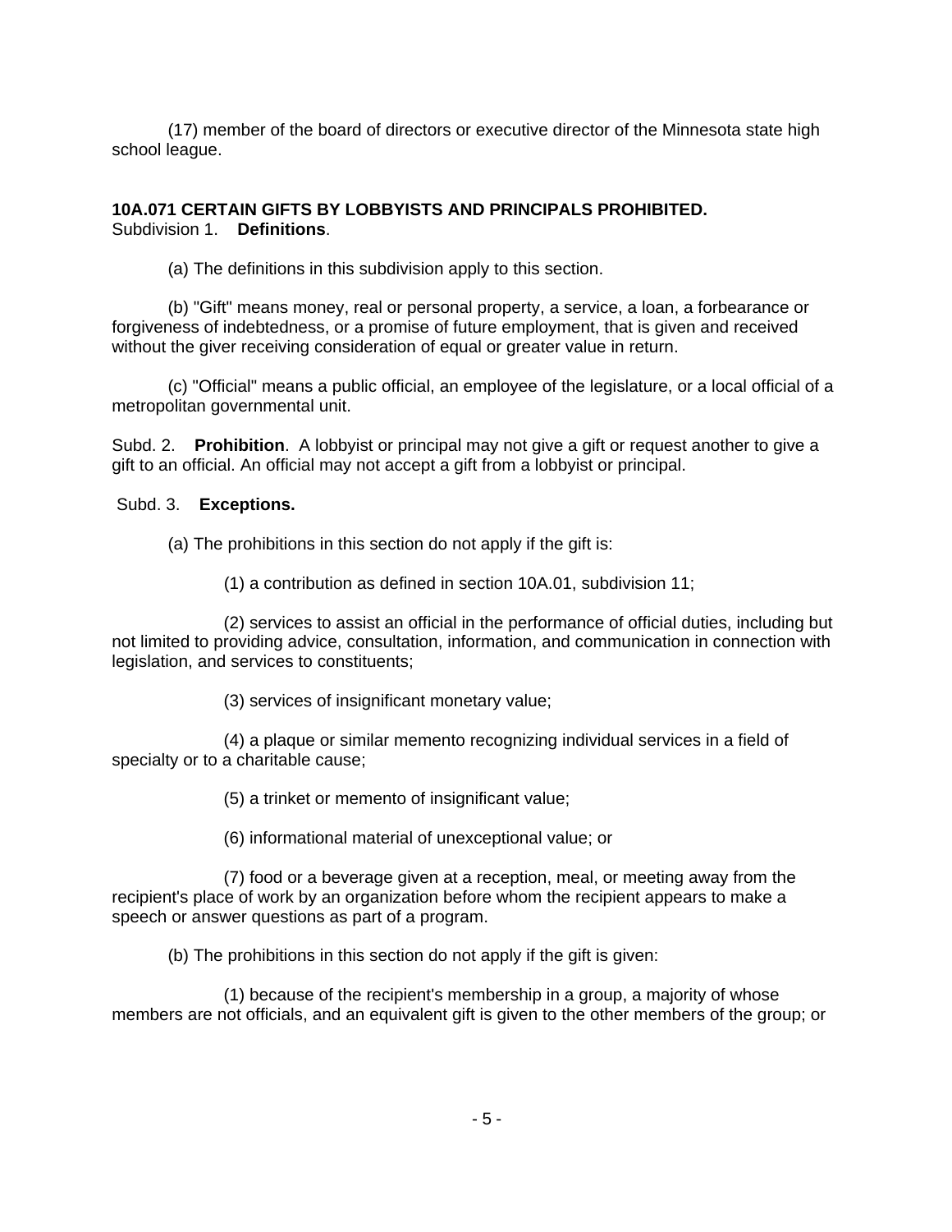(17) member of the board of directors or executive director of the Minnesota state high school league.

**10A.071 CERTAIN GIFTS BY LOBBYISTS AND PRINCIPALS PROHIBITED.**
Subdivision 1. **Definitions**.

(a) The definitions in this subdivision apply to this section.

(b) "Gift" means money, real or personal property, a service, a loan, a forbearance or forgiveness of indebtedness, or a promise of future employment, that is given and received without the giver receiving consideration of equal or greater value in return.

(c) "Official" means a public official, an employee of the legislature, or a local official of a metropolitan governmental unit.

Subd. 2. **Prohibition**. A lobbyist or principal may not give a gift or request another to give a gift to an official. An official may not accept a gift from a lobbyist or principal.

Subd. 3. **Exceptions.**

(a) The prohibitions in this section do not apply if the gift is:

(1) a contribution as defined in section 10A.01, subdivision 11;

(2) services to assist an official in the performance of official duties, including but not limited to providing advice, consultation, information, and communication in connection with legislation, and services to constituents;

(3) services of insignificant monetary value;

(4) a plaque or similar memento recognizing individual services in a field of specialty or to a charitable cause;

(5) a trinket or memento of insignificant value;

(6) informational material of unexceptional value; or

(7) food or a beverage given at a reception, meal, or meeting away from the recipient's place of work by an organization before whom the recipient appears to make a speech or answer questions as part of a program.

(b) The prohibitions in this section do not apply if the gift is given:

(1) because of the recipient's membership in a group, a majority of whose members are not officials, and an equivalent gift is given to the other members of the group; or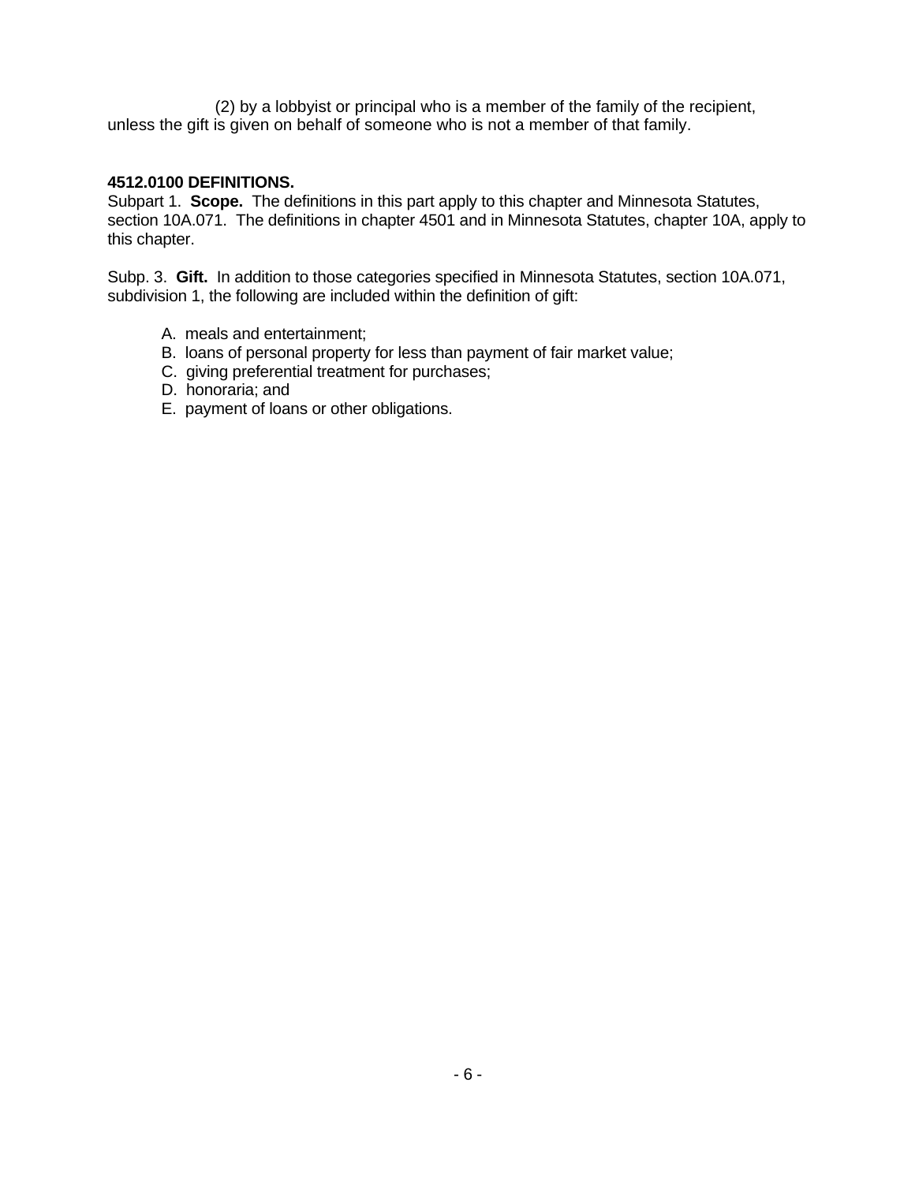(2) by a lobbyist or principal who is a member of the family of the recipient, unless the gift is given on behalf of someone who is not a member of that family.

**4512.0100 DEFINITIONS.**

Subpart 1. **Scope.** The definitions in this part apply to this chapter and Minnesota Statutes, section 10A.071. The definitions in chapter 4501 and in Minnesota Statutes, chapter 10A, apply to this chapter.

Subp. 3. **Gift.** In addition to those categories specified in Minnesota Statutes, section 10A.071, subdivision 1, the following are included within the definition of gift:

A. meals and entertainment;
B. loans of personal property for less than payment of fair market value;
C. giving preferential treatment for purchases;
D. honoraria; and
E. payment of loans or other obligations.